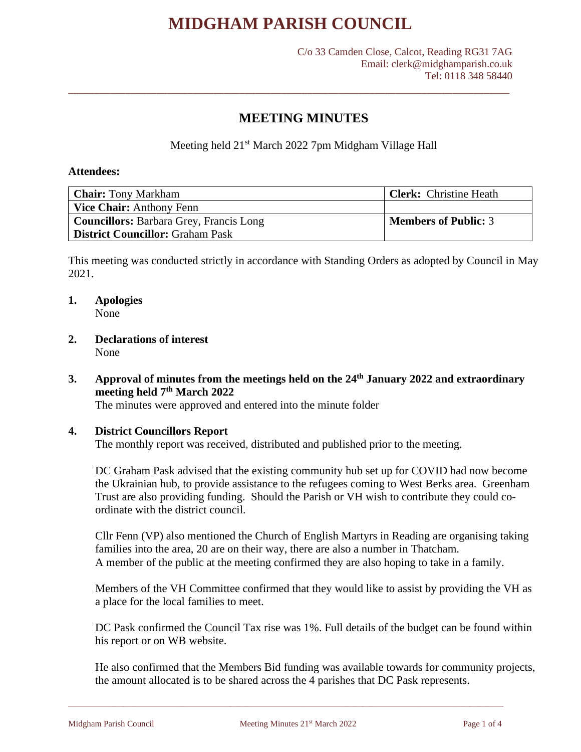# MIDGHAM PARISH COUNCIL

C/o 33 Camden Close, Calcot, Reading RG31 7AG
Email: clerk@midghamparish.co.uk
Tel: 0118 348 58440

## MEETING MINUTES

Meeting held 21st March 2022 7pm Midgham Village Hall

**Attendees:**

| | |
|---|---|
| **Chair:** Tony Markham | **Clerk:** Christine Heath |
| **Vice Chair:** Anthony Fenn | |
| **Councillors:** Barbara Grey, Francis Long<br>**District Councillor:** Graham Pask | **Members of Public:** 3 |

This meeting was conducted strictly in accordance with Standing Orders as adopted by Council in May 2021.

**1. Apologies**
None

**2. Declarations of interest**
None

**3. Approval of minutes from the meetings held on the 24th January 2022 and extraordinary meeting held 7th March 2022**
The minutes were approved and entered into the minute folder

**4. District Councillors Report**
The monthly report was received, distributed and published prior to the meeting.

DC Graham Pask advised that the existing community hub set up for COVID had now become the Ukrainian hub, to provide assistance to the refugees coming to West Berks area. Greenham Trust are also providing funding. Should the Parish or VH wish to contribute they could co-ordinate with the district council.

Cllr Fenn (VP) also mentioned the Church of English Martyrs in Reading are organising taking families into the area, 20 are on their way, there are also a number in Thatcham.
A member of the public at the meeting confirmed they are also hoping to take in a family.

Members of the VH Committee confirmed that they would like to assist by providing the VH as a place for the local families to meet.

DC Pask confirmed the Council Tax rise was 1%. Full details of the budget can be found within his report or on WB website.

He also confirmed that the Members Bid funding was available towards for community projects, the amount allocated is to be shared across the 4 parishes that DC Pask represents.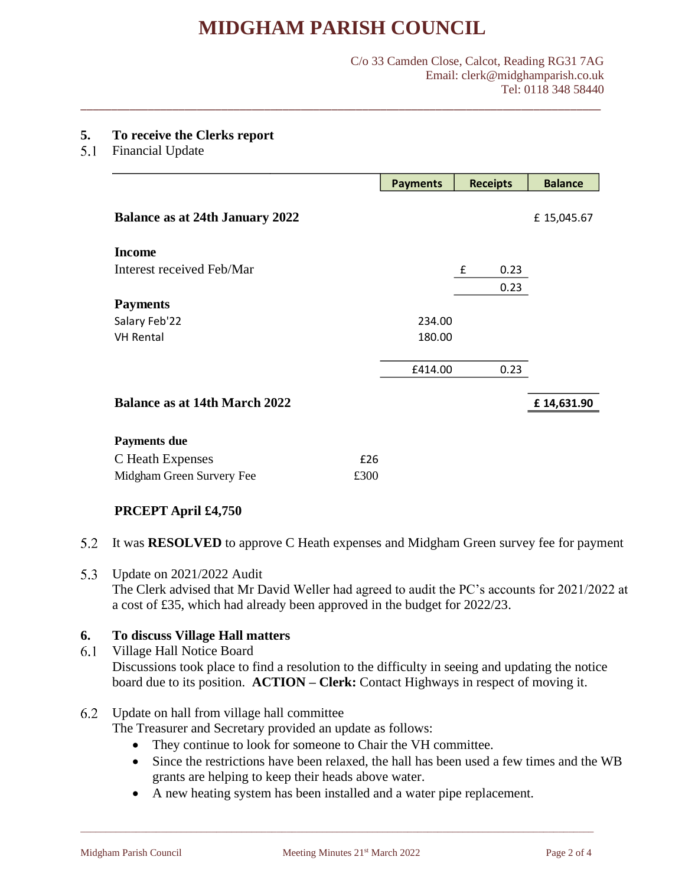# MIDGHAM PARISH COUNCIL

C/o 33 Camden Close, Calcot, Reading RG31 7AG
Email: clerk@midghamparish.co.uk
Tel: 0118 348 58440

**5. To receive the Clerks report**

5.1 Financial Update

| | Payments | Receipts | Balance |
|---|---|---|---|
| **Balance as at 24th January 2022** | | | £ 15,045.67 |
| **Income** | | | |
| Interest received Feb/Mar | | £ 0.23 | |
| | | 0.23 | |
| **Payments** | | | |
| Salary Feb'22 | 234.00 | | |
| VH Rental | 180.00 | | |
| | £414.00 | 0.23 | |
| **Balance as at 14th March 2022** | | | **£ 14,631.90** |

**Payments due**

| | |
|---|---|
| C Heath Expenses | £26 |
| Midgham Green Survery Fee | £300 |

**PRCEPT April £4,750**

5.2 It was **RESOLVED** to approve C Heath expenses and Midgham Green survey fee for payment

5.3 Update on 2021/2022 Audit
The Clerk advised that Mr David Weller had agreed to audit the PC's accounts for 2021/2022 at a cost of £35, which had already been approved in the budget for 2022/23.

**6. To discuss Village Hall matters**

6.1 Village Hall Notice Board
Discussions took place to find a resolution to the difficulty in seeing and updating the notice board due to its position. **ACTION – Clerk:** Contact Highways in respect of moving it.

6.2 Update on hall from village hall committee
The Treasurer and Secretary provided an update as follows:

- They continue to look for someone to Chair the VH committee.
- Since the restrictions have been relaxed, the hall has been used a few times and the WB grants are helping to keep their heads above water.
- A new heating system has been installed and a water pipe replacement.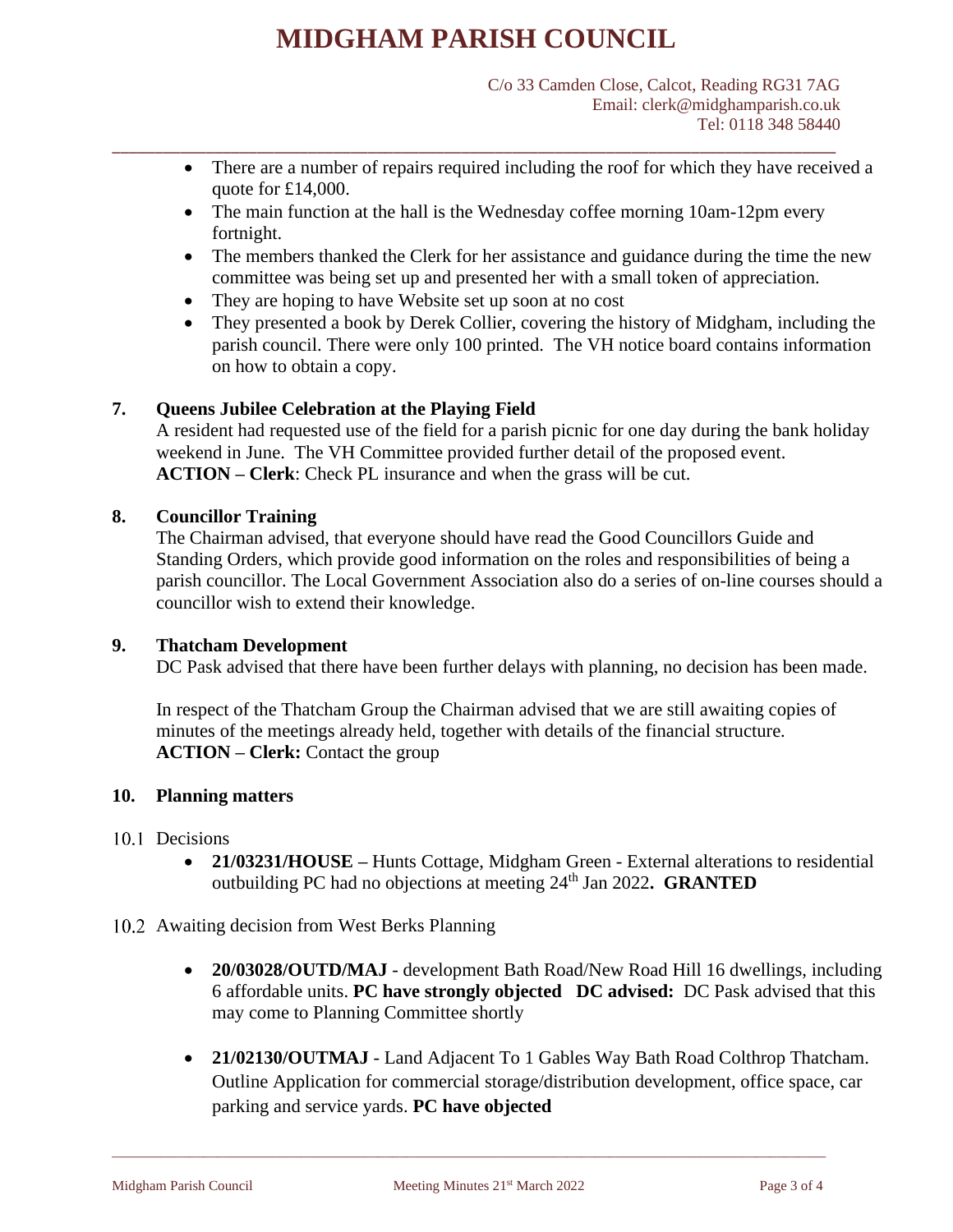- There are a number of repairs required including the roof for which they have received a quote for £14,000.
- The main function at the hall is the Wednesday coffee morning 10am-12pm every fortnight.
- The members thanked the Clerk for her assistance and guidance during the time the new committee was being set up and presented her with a small token of appreciation.
- They are hoping to have Website set up soon at no cost
- They presented a book by Derek Collier, covering the history of Midgham, including the parish council. There were only 100 printed. The VH notice board contains information on how to obtain a copy.

**7. Queens Jubilee Celebration at the Playing Field**

A resident had requested use of the field for a parish picnic for one day during the bank holiday weekend in June. The VH Committee provided further detail of the proposed event.
**ACTION – Clerk**: Check PL insurance and when the grass will be cut.

**8. Councillor Training**

The Chairman advised, that everyone should have read the Good Councillors Guide and Standing Orders, which provide good information on the roles and responsibilities of being a parish councillor. The Local Government Association also do a series of on-line courses should a councillor wish to extend their knowledge.

**9. Thatcham Development**

DC Pask advised that there have been further delays with planning, no decision has been made.

In respect of the Thatcham Group the Chairman advised that we are still awaiting copies of minutes of the meetings already held, together with details of the financial structure.
**ACTION – Clerk:** Contact the group

**10. Planning matters**

10.1 Decisions

- **21/03231/HOUSE –** Hunts Cottage, Midgham Green - External alterations to residential outbuilding PC had no objections at meeting 24th Jan 2022**. GRANTED**

10.2 Awaiting decision from West Berks Planning

- **20/03028/OUTD/MAJ** - development Bath Road/New Road Hill 16 dwellings, including 6 affordable units. **PC have strongly objected DC advised:** DC Pask advised that this may come to Planning Committee shortly
- **21/02130/OUTMAJ** - Land Adjacent To 1 Gables Way Bath Road Colthrop Thatcham. Outline Application for commercial storage/distribution development, office space, car parking and service yards. **PC have objected**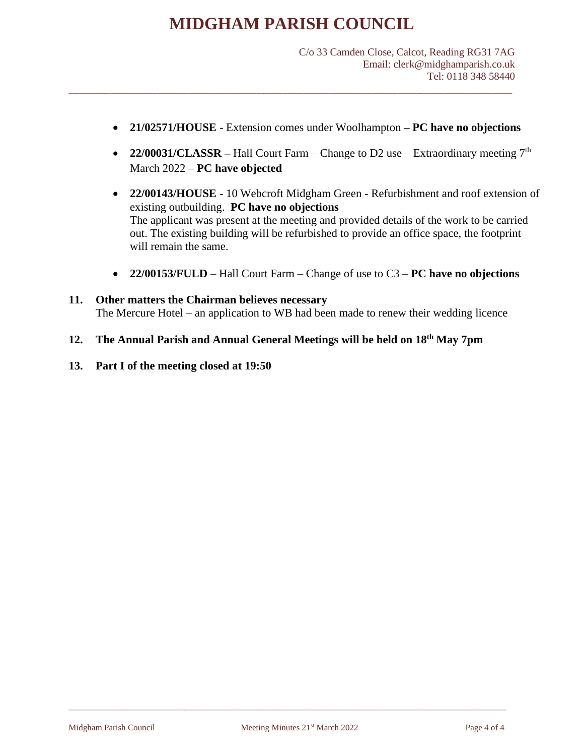- **21/02571/HOUSE** - Extension comes under Woolhampton **– PC have no objections**
- **22/00031/CLASSR –** Hall Court Farm – Change to D2 use – Extraordinary meeting 7th March 2022 – **PC have objected**
- **22/00143/HOUSE** - 10 Webcroft Midgham Green - Refurbishment and roof extension of existing outbuilding. **PC have no objections**
  The applicant was present at the meeting and provided details of the work to be carried out. The existing building will be refurbished to provide an office space, the footprint will remain the same.
- **22/00153/FULD** – Hall Court Farm – Change of use to C3 – **PC have no objections**

**11. Other matters the Chairman believes necessary**
The Mercure Hotel – an application to WB had been made to renew their wedding licence

**12. The Annual Parish and Annual General Meetings will be held on 18th May 7pm**

**13. Part I of the meeting closed at 19:50**